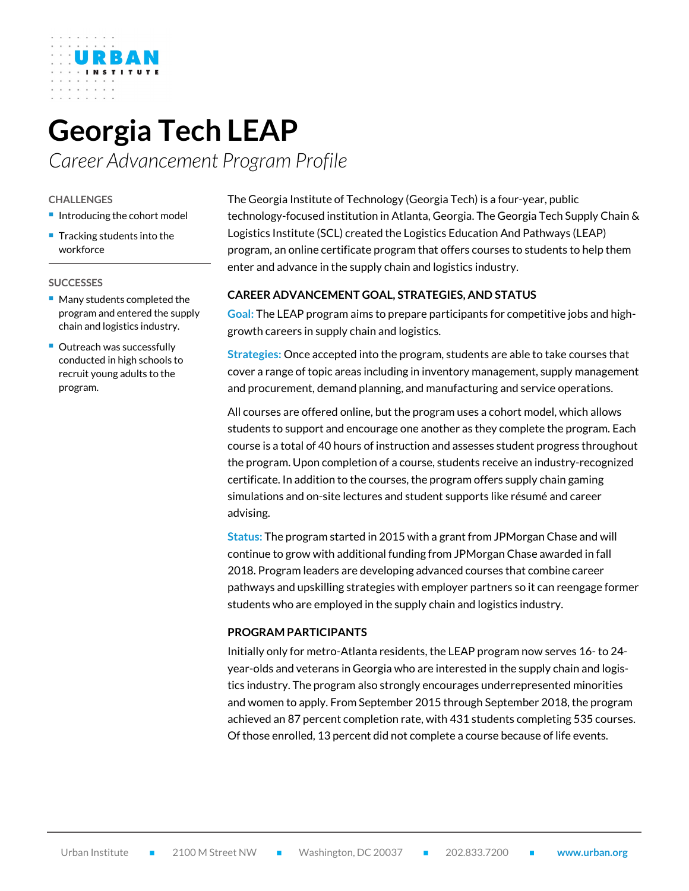# Georgia Tech LEAP

*Career Advancement Program Profile*

## CHALLENGES

- Introducing the cohort model
- Tracking students into the workforce

## SUCCESSES

- Many students completed the program and entered the supply chain and logistics industry.
- Outreach was successfully conducted in high schools to recruit young adults to the program.

The Georgia Institute of Technology (Georgia Tech) is a four-year, public technology-focused institution in Atlanta, Georgia. The Georgia Tech Supply Chain & Logistics Institute (SCL) created the Logistics Education And Pathways (LEAP) program, an online certificate program that offers courses to students to help them enter and advance in the supply chain and logistics industry.

## CAREER ADVANCEMENT GOAL, STRATEGIES, AND STATUS

**Goal:** The LEAP program aims to prepare participants for competitive jobs and high-growth careers in supply chain and logistics.

**Strategies:** Once accepted into the program, students are able to take courses that cover a range of topic areas including in inventory management, supply management and procurement, demand planning, and manufacturing and service operations.

All courses are offered online, but the program uses a cohort model, which allows students to support and encourage one another as they complete the program. Each course is a total of 40 hours of instruction and assesses student progress throughout the program. Upon completion of a course, students receive an industry-recognized certificate. In addition to the courses, the program offers supply chain gaming simulations and on-site lectures and student supports like résumé and career advising.

**Status:** The program started in 2015 with a grant from JPMorgan Chase and will continue to grow with additional funding from JPMorgan Chase awarded in fall 2018. Program leaders are developing advanced courses that combine career pathways and upskilling strategies with employer partners so it can reengage former students who are employed in the supply chain and logistics industry.

## PROGRAM PARTICIPANTS

Initially only for metro-Atlanta residents, the LEAP program now serves 16- to 24-year-olds and veterans in Georgia who are interested in the supply chain and logistics industry. The program also strongly encourages underrepresented minorities and women to apply. From September 2015 through September 2018, the program achieved an 87 percent completion rate, with 431 students completing 535 courses. Of those enrolled, 13 percent did not complete a course because of life events.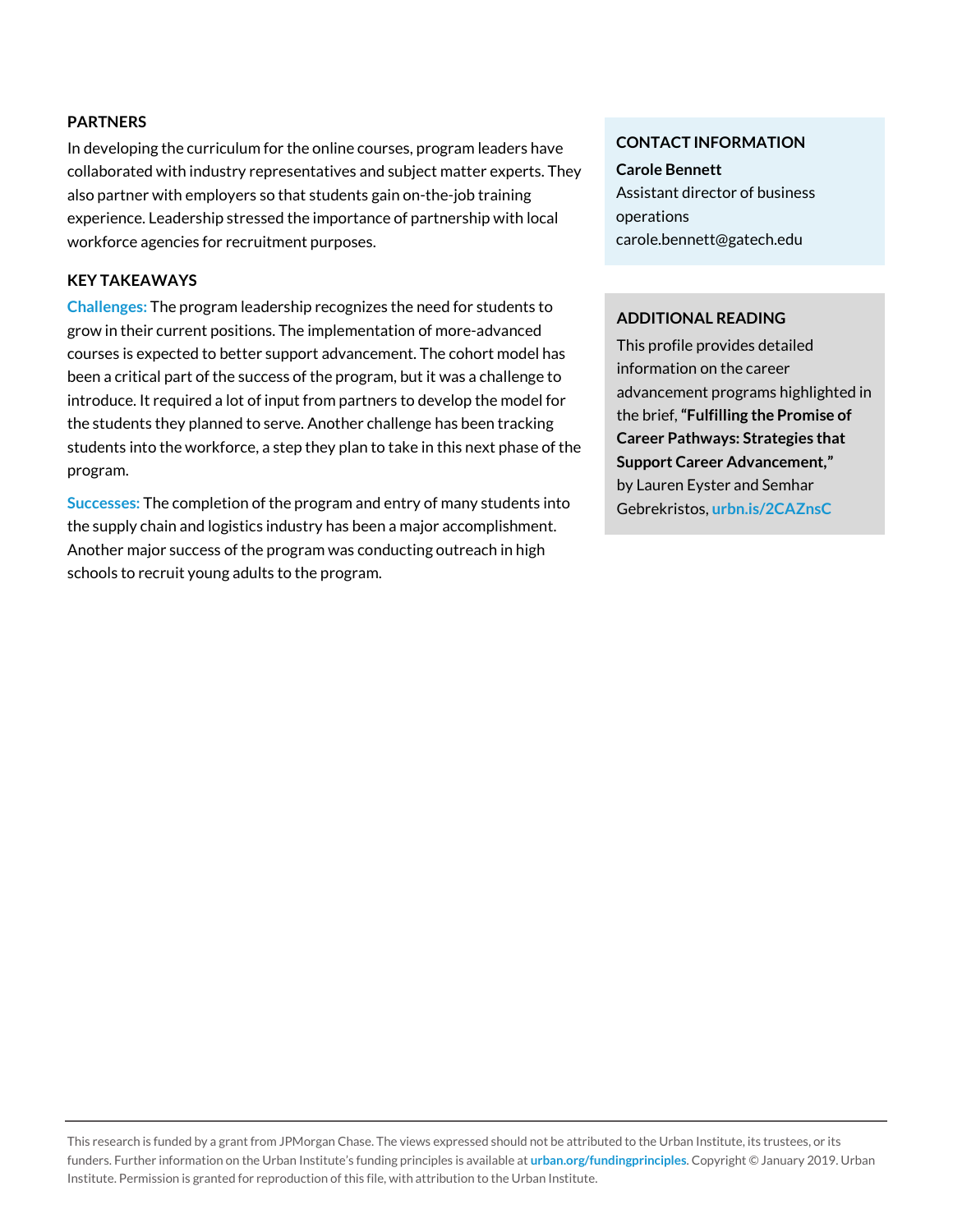## PARTNERS

In developing the curriculum for the online courses, program leaders have collaborated with industry representatives and subject matter experts. They also partner with employers so that students gain on-the-job training experience. Leadership stressed the importance of partnership with local workforce agencies for recruitment purposes.

## KEY TAKEAWAYS

**Challenges:** The program leadership recognizes the need for students to grow in their current positions. The implementation of more-advanced courses is expected to better support advancement. The cohort model has been a critical part of the success of the program, but it was a challenge to introduce. It required a lot of input from partners to develop the model for the students they planned to serve. Another challenge has been tracking students into the workforce, a step they plan to take in this next phase of the program.

**Successes:** The completion of the program and entry of many students into the supply chain and logistics industry has been a major accomplishment. Another major success of the program was conducting outreach in high schools to recruit young adults to the program.

## CONTACT INFORMATION

**Carole Bennett**
Assistant director of business operations
carole.bennett@gatech.edu

## ADDITIONAL READING

This profile provides detailed information on the career advancement programs highlighted in the brief, **"Fulfilling the Promise of Career Pathways: Strategies that Support Career Advancement,"** by Lauren Eyster and Semhar Gebrekristos, **urbn.is/2CAZnsC**

---

This research is funded by a grant from JPMorgan Chase. The views expressed should not be attributed to the Urban Institute, its trustees, or its funders. Further information on the Urban Institute's funding principles is available at **urban.org/fundingprinciples**. Copyright © January 2019. Urban Institute. Permission is granted for reproduction of this file, with attribution to the Urban Institute.